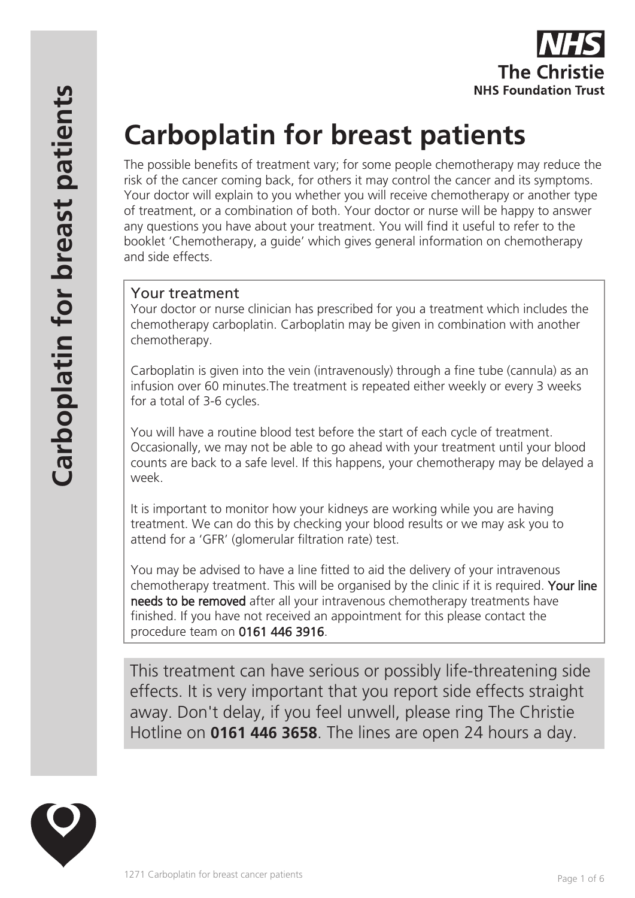# Carboplatin for breast patients

The possible benefits of treatment vary; for some people chemotherapy may reduce the risk of the cancer coming back, for others it may control the cancer and its symptoms. Your doctor will explain to you whether you will receive chemotherapy or another type of treatment, or a combination of both. Your doctor or nurse will be happy to answer any questions you have about your treatment. You will find it useful to refer to the booklet 'Chemotherapy, a guide' which gives general information on chemotherapy and side effects.

## Your treatment

Your doctor or nurse clinician has prescribed for you a treatment which includes the chemotherapy carboplatin. Carboplatin may be given in combination with another chemotherapy.

Carboplatin is given into the vein (intravenously) through a fine tube (cannula) as an infusion over 60 minutes.The treatment is repeated either weekly or every 3 weeks for a total of 3-6 cycles.

You will have a routine blood test before the start of each cycle of treatment. Occasionally, we may not be able to go ahead with your treatment until your blood counts are back to a safe level. If this happens, your chemotherapy may be delayed a week.

It is important to monitor how your kidneys are working while you are having treatment. We can do this by checking your blood results or we may ask you to attend for a 'GFR' (glomerular filtration rate) test.

You may be advised to have a line fitted to aid the delivery of your intravenous chemotherapy treatment. This will be organised by the clinic if it is required. Your line needs to be removed after all your intravenous chemotherapy treatments have finished. If you have not received an appointment for this please contact the procedure team on 0161 446 3916.

This treatment can have serious or possibly life-threatening side effects. It is very important that you report side effects straight away. Don't delay, if you feel unwell, please ring The Christie Hotline on **0161 446 3658**. The lines are open 24 hours a day.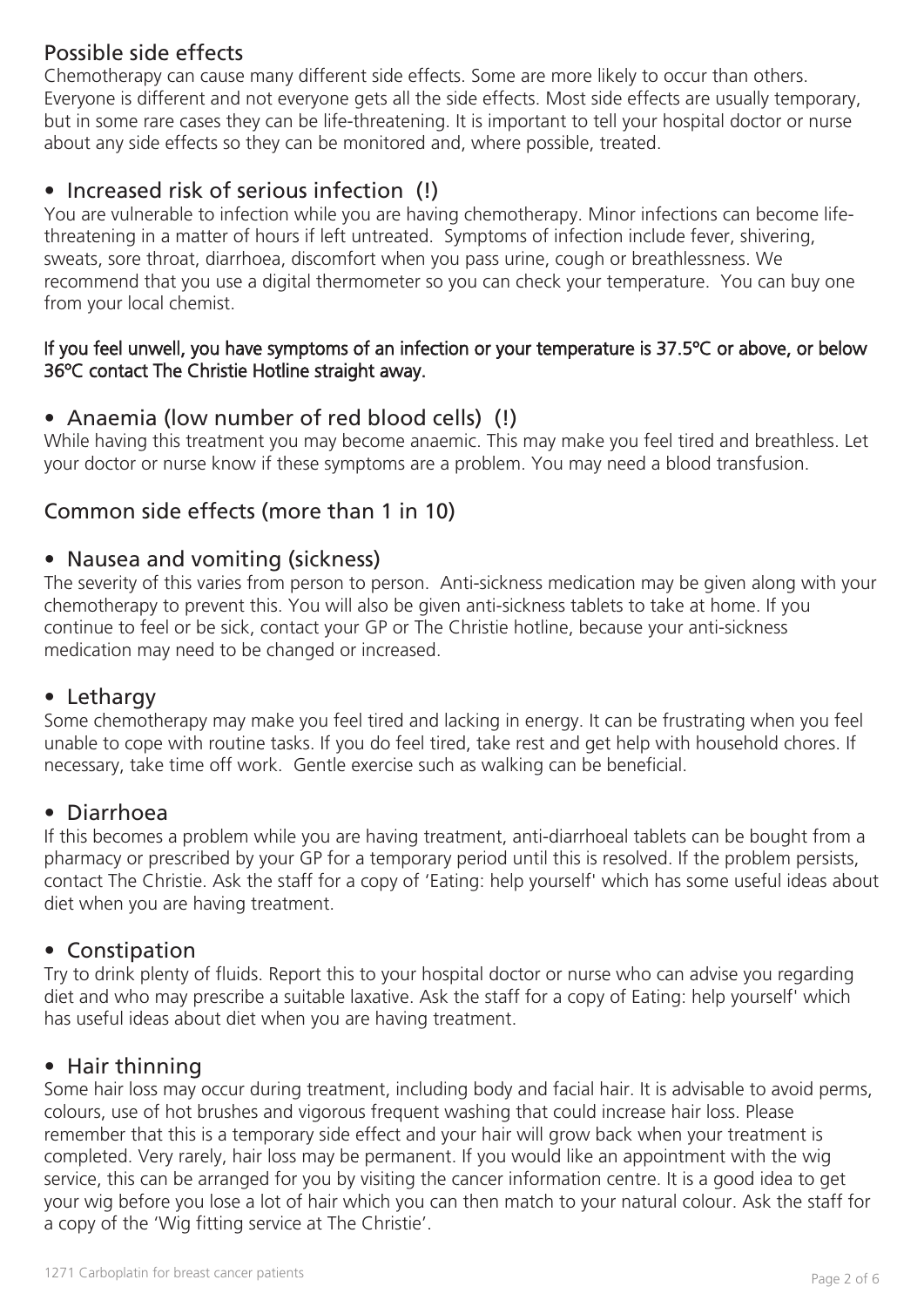## Possible side effects

Chemotherapy can cause many different side effects. Some are more likely to occur than others. Everyone is different and not everyone gets all the side effects. Most side effects are usually temporary, but in some rare cases they can be life-threatening. It is important to tell your hospital doctor or nurse about any side effects so they can be monitored and, where possible, treated.

### • Increased risk of serious infection (!)

You are vulnerable to infection while you are having chemotherapy. Minor infections can become life-threatening in a matter of hours if left untreated. Symptoms of infection include fever, shivering, sweats, sore throat, diarrhoea, discomfort when you pass urine, cough or breathlessness. We recommend that you use a digital thermometer so you can check your temperature. You can buy one from your local chemist.

**If you feel unwell, you have symptoms of an infection or your temperature is 37.5ºC or above, or below 36ºC contact The Christie Hotline straight away.**

### • Anaemia (low number of red blood cells) (!)

While having this treatment you may become anaemic. This may make you feel tired and breathless. Let your doctor or nurse know if these symptoms are a problem. You may need a blood transfusion.

## Common side effects (more than 1 in 10)

### • Nausea and vomiting (sickness)

The severity of this varies from person to person. Anti-sickness medication may be given along with your chemotherapy to prevent this. You will also be given anti-sickness tablets to take at home. If you continue to feel or be sick, contact your GP or The Christie hotline, because your anti-sickness medication may need to be changed or increased.

### • Lethargy

Some chemotherapy may make you feel tired and lacking in energy. It can be frustrating when you feel unable to cope with routine tasks. If you do feel tired, take rest and get help with household chores. If necessary, take time off work. Gentle exercise such as walking can be beneficial.

### • Diarrhoea

If this becomes a problem while you are having treatment, anti-diarrhoeal tablets can be bought from a pharmacy or prescribed by your GP for a temporary period until this is resolved. If the problem persists, contact The Christie. Ask the staff for a copy of 'Eating: help yourself' which has some useful ideas about diet when you are having treatment.

### • Constipation

Try to drink plenty of fluids. Report this to your hospital doctor or nurse who can advise you regarding diet and who may prescribe a suitable laxative. Ask the staff for a copy of Eating: help yourself' which has useful ideas about diet when you are having treatment.

### • Hair thinning

Some hair loss may occur during treatment, including body and facial hair. It is advisable to avoid perms, colours, use of hot brushes and vigorous frequent washing that could increase hair loss. Please remember that this is a temporary side effect and your hair will grow back when your treatment is completed. Very rarely, hair loss may be permanent. If you would like an appointment with the wig service, this can be arranged for you by visiting the cancer information centre. It is a good idea to get your wig before you lose a lot of hair which you can then match to your natural colour. Ask the staff for a copy of the 'Wig fitting service at The Christie'.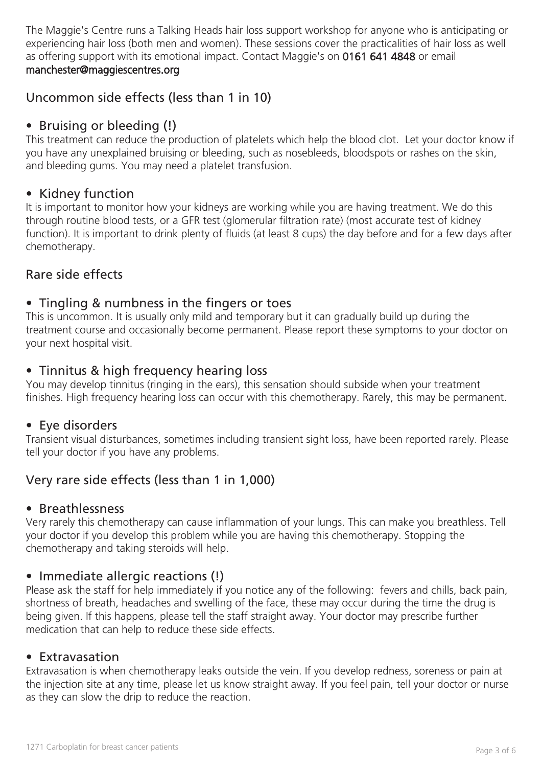The Maggie's Centre runs a Talking Heads hair loss support workshop for anyone who is anticipating or experiencing hair loss (both men and women). These sessions cover the practicalities of hair loss as well as offering support with its emotional impact. Contact Maggie's on **0161 641 4848** or email **manchester@maggiescentres.org**

## Uncommon side effects (less than 1 in 10)

### • Bruising or bleeding (!)

This treatment can reduce the production of platelets which help the blood clot. Let your doctor know if you have any unexplained bruising or bleeding, such as nosebleeds, bloodspots or rashes on the skin, and bleeding gums. You may need a platelet transfusion.

### • Kidney function

It is important to monitor how your kidneys are working while you are having treatment. We do this through routine blood tests, or a GFR test (glomerular filtration rate) (most accurate test of kidney function). It is important to drink plenty of fluids (at least 8 cups) the day before and for a few days after chemotherapy.

## Rare side effects

### • Tingling & numbness in the fingers or toes

This is uncommon. It is usually only mild and temporary but it can gradually build up during the treatment course and occasionally become permanent. Please report these symptoms to your doctor on your next hospital visit.

### • Tinnitus & high frequency hearing loss

You may develop tinnitus (ringing in the ears), this sensation should subside when your treatment finishes. High frequency hearing loss can occur with this chemotherapy. Rarely, this may be permanent.

### • Eye disorders

Transient visual disturbances, sometimes including transient sight loss, have been reported rarely. Please tell your doctor if you have any problems.

## Very rare side effects (less than 1 in 1,000)

### • Breathlessness

Very rarely this chemotherapy can cause inflammation of your lungs. This can make you breathless. Tell your doctor if you develop this problem while you are having this chemotherapy. Stopping the chemotherapy and taking steroids will help.

### • Immediate allergic reactions (!)

Please ask the staff for help immediately if you notice any of the following: fevers and chills, back pain, shortness of breath, headaches and swelling of the face, these may occur during the time the drug is being given. If this happens, please tell the staff straight away. Your doctor may prescribe further medication that can help to reduce these side effects.

### • Extravasation

Extravasation is when chemotherapy leaks outside the vein. If you develop redness, soreness or pain at the injection site at any time, please let us know straight away. If you feel pain, tell your doctor or nurse as they can slow the drip to reduce the reaction.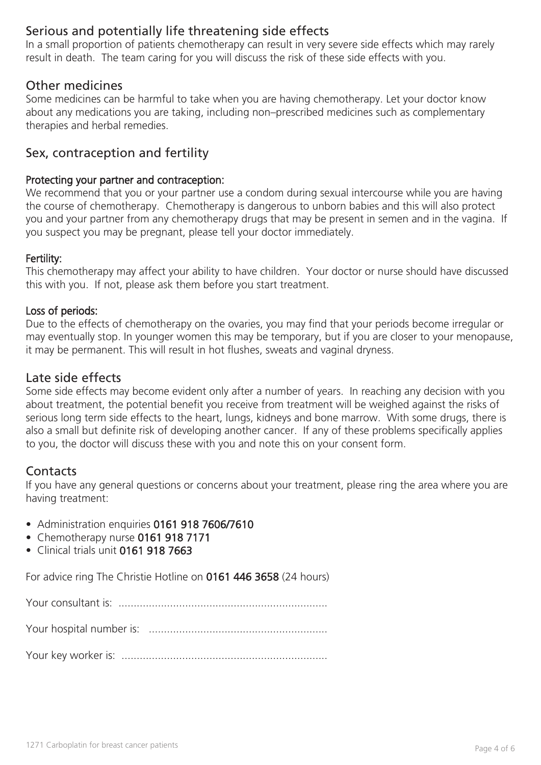## Serious and potentially life threatening side effects

In a small proportion of patients chemotherapy can result in very severe side effects which may rarely result in death. The team caring for you will discuss the risk of these side effects with you.

## Other medicines

Some medicines can be harmful to take when you are having chemotherapy. Let your doctor know about any medications you are taking, including non–prescribed medicines such as complementary therapies and herbal remedies.

## Sex, contraception and fertility

### Protecting your partner and contraception:

We recommend that you or your partner use a condom during sexual intercourse while you are having the course of chemotherapy. Chemotherapy is dangerous to unborn babies and this will also protect you and your partner from any chemotherapy drugs that may be present in semen and in the vagina. If you suspect you may be pregnant, please tell your doctor immediately.

### Fertility:

This chemotherapy may affect your ability to have children. Your doctor or nurse should have discussed this with you. If not, please ask them before you start treatment.

### Loss of periods:

Due to the effects of chemotherapy on the ovaries, you may find that your periods become irregular or may eventually stop. In younger women this may be temporary, but if you are closer to your menopause, it may be permanent. This will result in hot flushes, sweats and vaginal dryness.

## Late side effects

Some side effects may become evident only after a number of years. In reaching any decision with you about treatment, the potential benefit you receive from treatment will be weighed against the risks of serious long term side effects to the heart, lungs, kidneys and bone marrow. With some drugs, there is also a small but definite risk of developing another cancer. If any of these problems specifically applies to you, the doctor will discuss these with you and note this on your consent form.

## Contacts

If you have any general questions or concerns about your treatment, please ring the area where you are having treatment:

- Administration enquiries **0161 918 7606/7610**
- Chemotherapy nurse **0161 918 7171**
- Clinical trials unit **0161 918 7663**

For advice ring The Christie Hotline on **0161 446 3658** (24 hours)

Your consultant is: ....................................................................

Your hospital number is: ..........................................................

Your key worker is: ...................................................................

1271 Carboplatin for breast cancer patients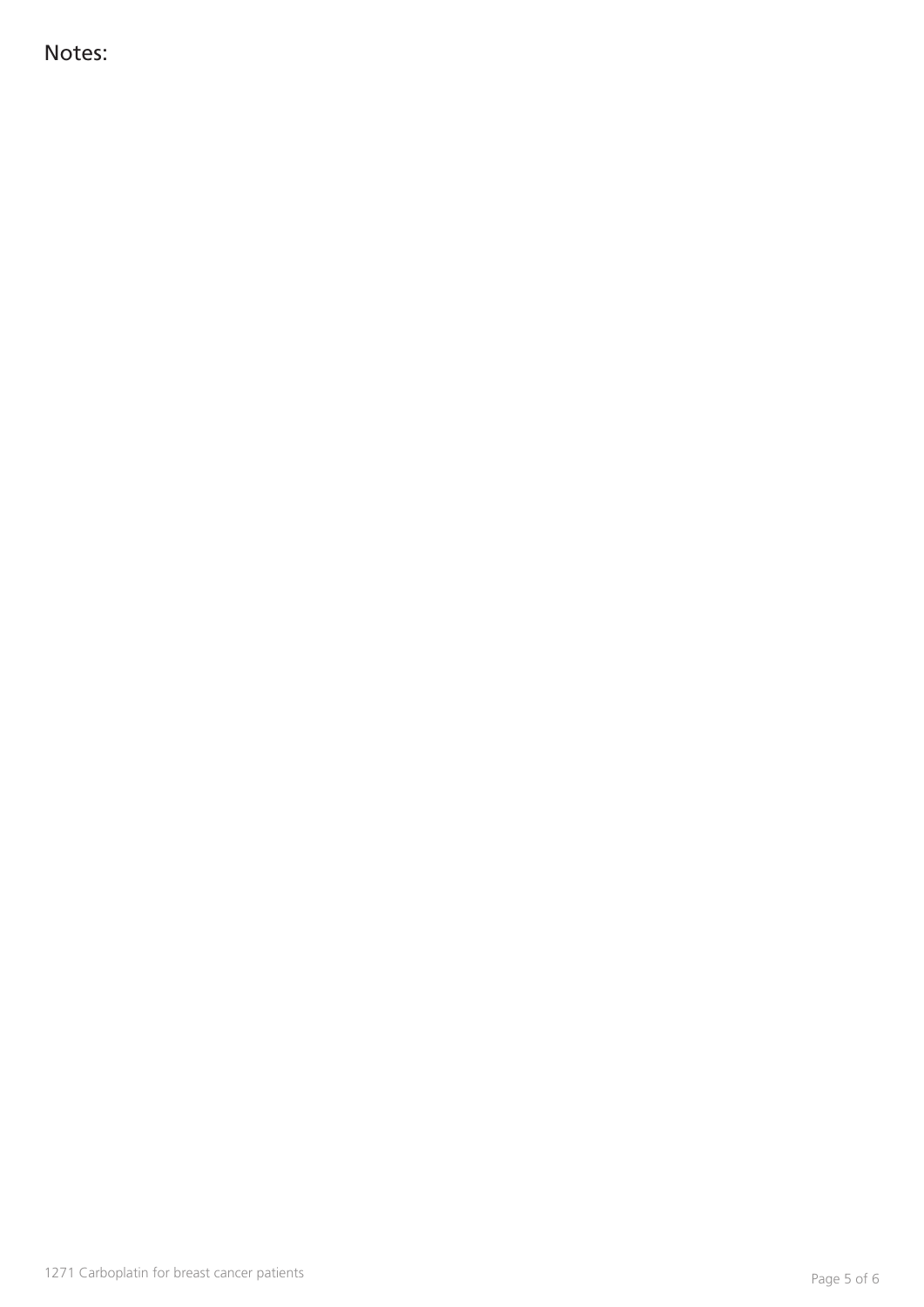Notes: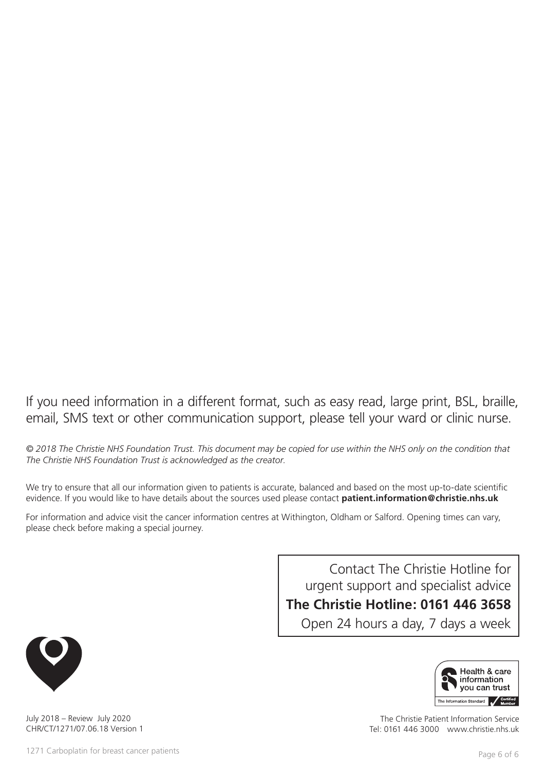If you need information in a different format, such as easy read, large print, BSL, braille, email, SMS text or other communication support, please tell your ward or clinic nurse.

*© 2018 The Christie NHS Foundation Trust. This document may be copied for use within the NHS only on the condition that The Christie NHS Foundation Trust is acknowledged as the creator.*

We try to ensure that all our information given to patients is accurate, balanced and based on the most up-to-date scientific evidence. If you would like to have details about the sources used please contact **patient.information@christie.nhs.uk**

For information and advice visit the cancer information centres at Withington, Oldham or Salford. Opening times can vary, please check before making a special journey.

Contact The Christie Hotline for urgent support and specialist advice

**The Christie Hotline: 0161 446 3658**

Open 24 hours a day, 7 days a week

Health & care information you can trust

The Information Standard Certified Member

July 2018 – Review July 2020
CHR/CT/1271/07.06.18 Version 1

The Christie Patient Information Service
Tel: 0161 446 3000 www.christie.nhs.uk

1271 Carboplatin for breast cancer patients